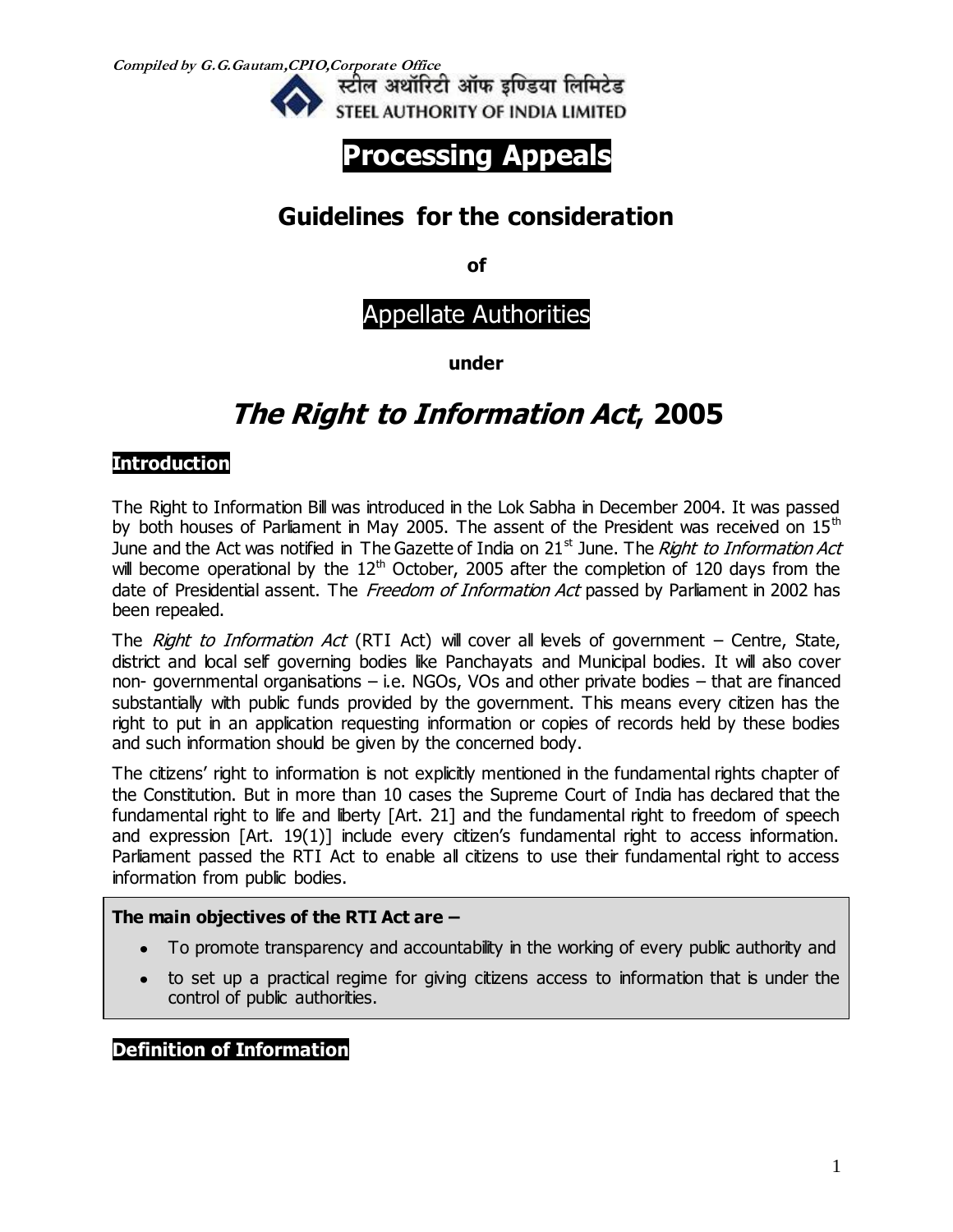*Compiled by G.G.Gautam,CPIO,Corporate Office*

स्टील अथॉरिटी ऑफ इण्डिया लिमिटेड
STEEL AUTHORITY OF INDIA LIMITED

# Processing Appeals

## Guidelines for the consideration

**of**

## Appellate Authorities

**under**

# *The Right to Information Act*, 2005

### Introduction

The Right to Information Bill was introduced in the Lok Sabha in December 2004. It was passed by both houses of Parliament in May 2005. The assent of the President was received on 15th June and the Act was notified in The Gazette of India on 21st June. The *Right to Information Act* will become operational by the 12th October, 2005 after the completion of 120 days from the date of Presidential assent. The *Freedom of Information Act* passed by Parliament in 2002 has been repealed.

The *Right to Information Act* (RTI Act) will cover all levels of government – Centre, State, district and local self governing bodies like Panchayats and Municipal bodies. It will also cover non- governmental organisations – i.e. NGOs, VOs and other private bodies – that are financed substantially with public funds provided by the government. This means every citizen has the right to put in an application requesting information or copies of records held by these bodies and such information should be given by the concerned body.

The citizens' right to information is not explicitly mentioned in the fundamental rights chapter of the Constitution. But in more than 10 cases the Supreme Court of India has declared that the fundamental right to life and liberty [Art. 21] and the fundamental right to freedom of speech and expression [Art. 19(1)] include every citizen's fundamental right to access information. Parliament passed the RTI Act to enable all citizens to use their fundamental right to access information from public bodies.

**The main objectives of the RTI Act are –**

- To promote transparency and accountability in the working of every public authority and
- to set up a practical regime for giving citizens access to information that is under the control of public authorities.

### Definition of Information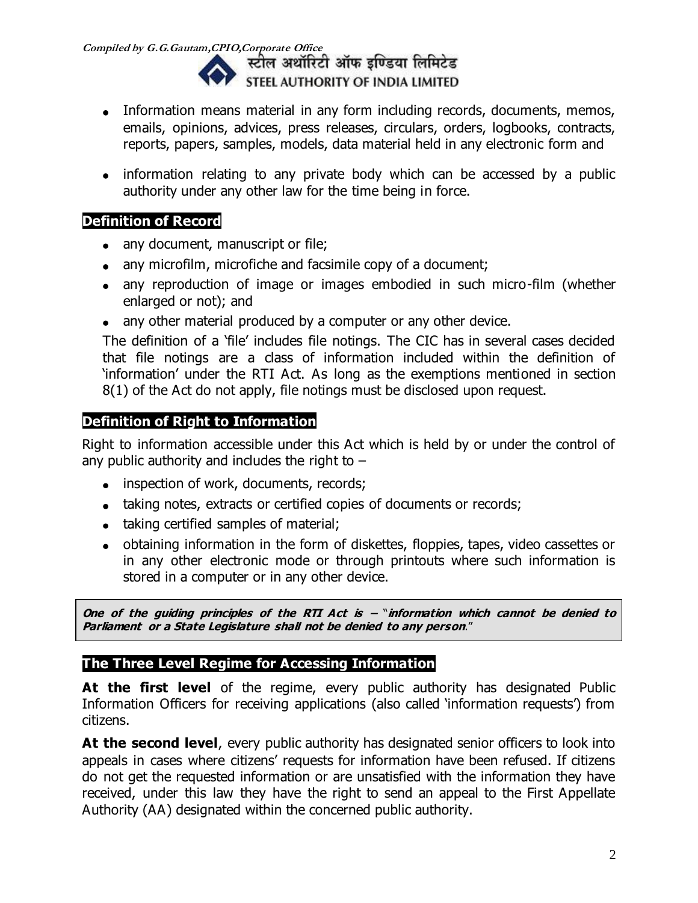- Information means material in any form including records, documents, memos, emails, opinions, advices, press releases, circulars, orders, logbooks, contracts, reports, papers, samples, models, data material held in any electronic form and
- information relating to any private body which can be accessed by a public authority under any other law for the time being in force.

## Definition of Record

- any document, manuscript or file;
- any microfilm, microfiche and facsimile copy of a document;
- any reproduction of image or images embodied in such micro-film (whether enlarged or not); and
- any other material produced by a computer or any other device.

The definition of a 'file' includes file notings. The CIC has in several cases decided that file notings are a class of information included within the definition of 'information' under the RTI Act. As long as the exemptions mentioned in section 8(1) of the Act do not apply, file notings must be disclosed upon request.

## Definition of Right to Information

Right to information accessible under this Act which is held by or under the control of any public authority and includes the right to –

- inspection of work, documents, records;
- taking notes, extracts or certified copies of documents or records;
- taking certified samples of material;
- obtaining information in the form of diskettes, floppies, tapes, video cassettes or in any other electronic mode or through printouts where such information is stored in a computer or in any other device.

> ***One of the guiding principles of the RTI Act is –*** "***information which cannot be denied to Parliament or a State Legislature shall not be denied to any person***."

## The Three Level Regime for Accessing Information

**At the first level** of the regime, every public authority has designated Public Information Officers for receiving applications (also called 'information requests') from citizens.

**At the second level**, every public authority has designated senior officers to look into appeals in cases where citizens' requests for information have been refused. If citizens do not get the requested information or are unsatisfied with the information they have received, under this law they have the right to send an appeal to the First Appellate Authority (AA) designated within the concerned public authority.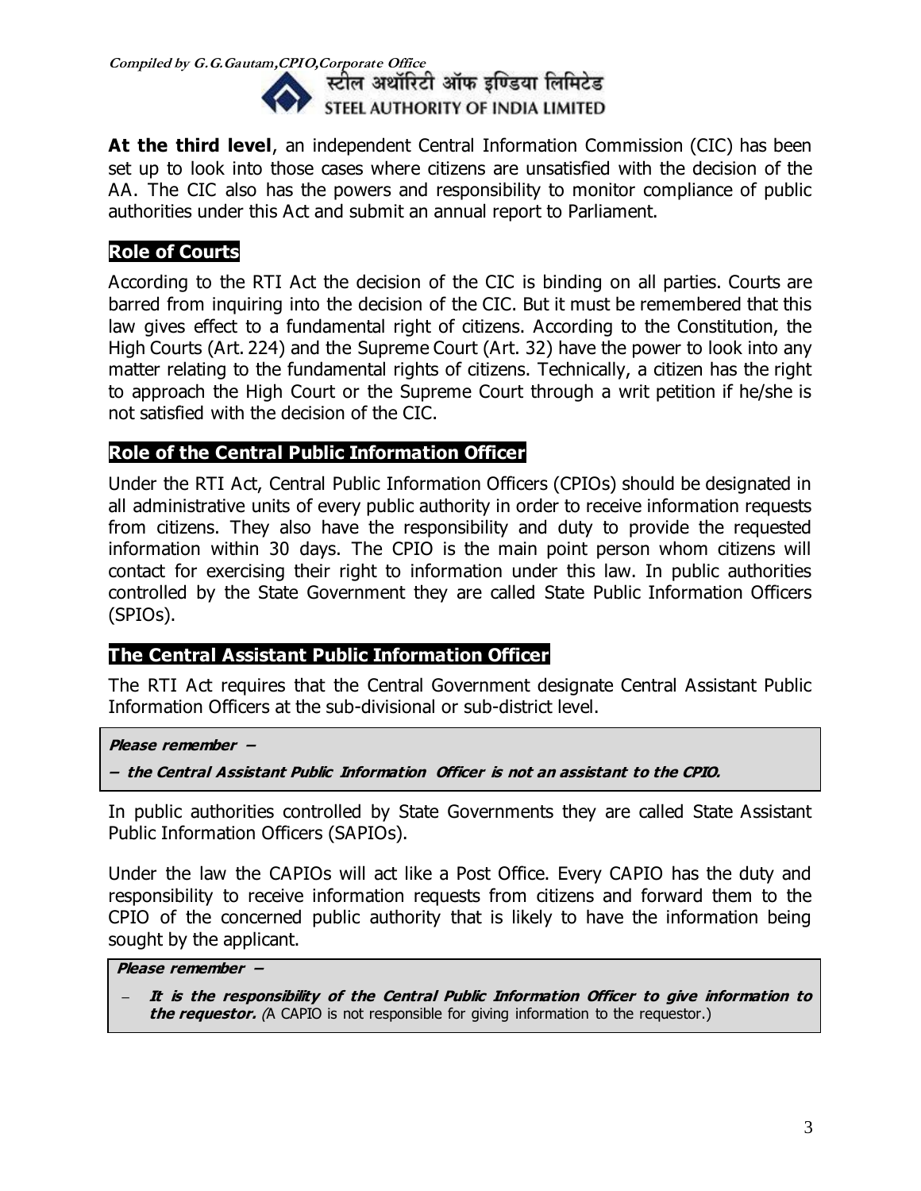**At the third level**, an independent Central Information Commission (CIC) has been set up to look into those cases where citizens are unsatisfied with the decision of the AA. The CIC also has the powers and responsibility to monitor compliance of public authorities under this Act and submit an annual report to Parliament.

## Role of Courts

According to the RTI Act the decision of the CIC is binding on all parties. Courts are barred from inquiring into the decision of the CIC. But it must be remembered that this law gives effect to a fundamental right of citizens. According to the Constitution, the High Courts (Art. 224) and the Supreme Court (Art. 32) have the power to look into any matter relating to the fundamental rights of citizens. Technically, a citizen has the right to approach the High Court or the Supreme Court through a writ petition if he/she is not satisfied with the decision of the CIC.

## Role of the Central Public Information Officer

Under the RTI Act, Central Public Information Officers (CPIOs) should be designated in all administrative units of every public authority in order to receive information requests from citizens. They also have the responsibility and duty to provide the requested information within 30 days. The CPIO is the main point person whom citizens will contact for exercising their right to information under this law. In public authorities controlled by the State Government they are called State Public Information Officers (SPIOs).

## The Central Assistant Public Information Officer

The RTI Act requires that the Central Government designate Central Assistant Public Information Officers at the sub-divisional or sub-district level.

> ***Please remember –***
>
> ***– the Central Assistant Public Information Officer is not an assistant to the CPIO.***

In public authorities controlled by State Governments they are called State Assistant Public Information Officers (SAPIOs).

Under the law the CAPIOs will act like a Post Office. Every CAPIO has the duty and responsibility to receive information requests from citizens and forward them to the CPIO of the concerned public authority that is likely to have the information being sought by the applicant.

> ***Please remember –***
>
> - ***It is the responsibility of the Central Public Information Officer to give information to the requestor.*** *(*A CAPIO is not responsible for giving information to the requestor.)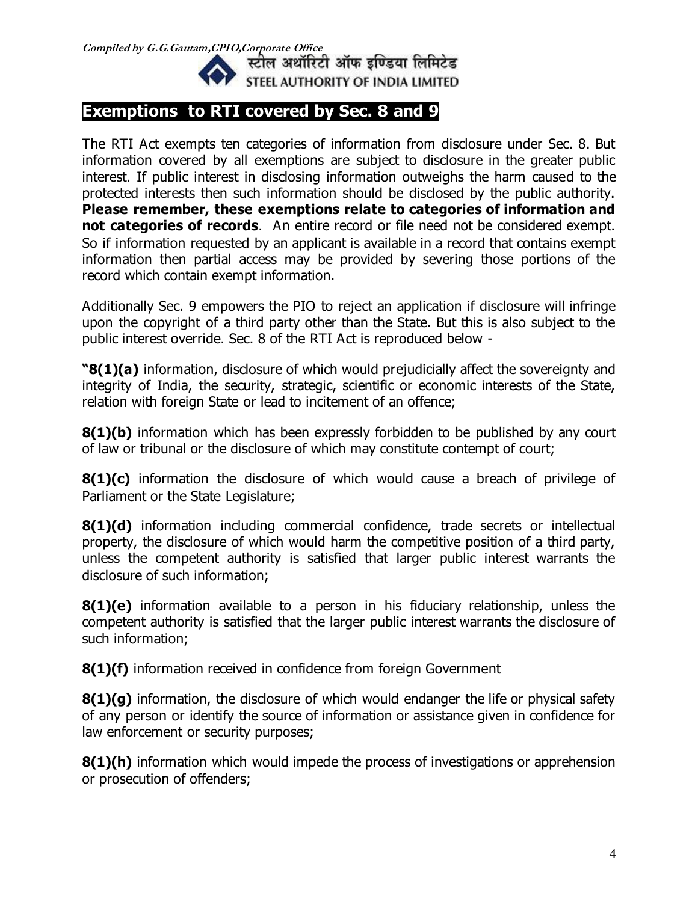## Exemptions to RTI covered by Sec. 8 and 9

The RTI Act exempts ten categories of information from disclosure under Sec. 8. But information covered by all exemptions are subject to disclosure in the greater public interest. If public interest in disclosing information outweighs the harm caused to the protected interests then such information should be disclosed by the public authority. **Please remember, these exemptions relate to categories of information and not categories of records**. An entire record or file need not be considered exempt. So if information requested by an applicant is available in a record that contains exempt information then partial access may be provided by severing those portions of the record which contain exempt information.

Additionally Sec. 9 empowers the PIO to reject an application if disclosure will infringe upon the copyright of a third party other than the State. But this is also subject to the public interest override. Sec. 8 of the RTI Act is reproduced below -

**"8(1)(a)** information, disclosure of which would prejudicially affect the sovereignty and integrity of India, the security, strategic, scientific or economic interests of the State, relation with foreign State or lead to incitement of an offence;

**8(1)(b)** information which has been expressly forbidden to be published by any court of law or tribunal or the disclosure of which may constitute contempt of court;

**8(1)(c)** information the disclosure of which would cause a breach of privilege of Parliament or the State Legislature;

**8(1)(d)** information including commercial confidence, trade secrets or intellectual property, the disclosure of which would harm the competitive position of a third party, unless the competent authority is satisfied that larger public interest warrants the disclosure of such information;

**8(1)(e)** information available to a person in his fiduciary relationship, unless the competent authority is satisfied that the larger public interest warrants the disclosure of such information;

**8(1)(f)** information received in confidence from foreign Government

**8(1)(g)** information, the disclosure of which would endanger the life or physical safety of any person or identify the source of information or assistance given in confidence for law enforcement or security purposes;

**8(1)(h)** information which would impede the process of investigations or apprehension or prosecution of offenders;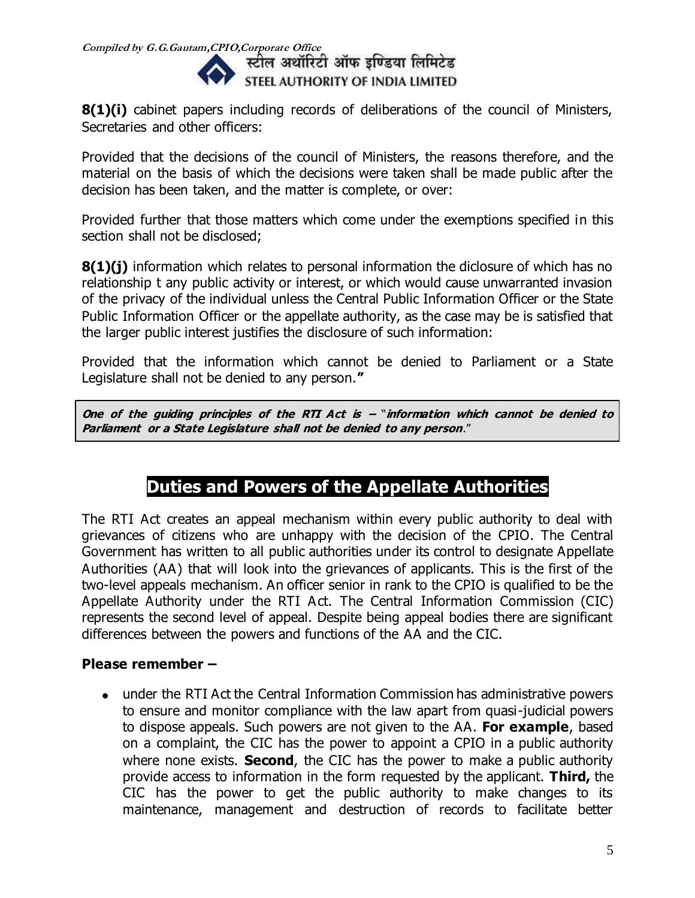**8(1)(i)** cabinet papers including records of deliberations of the council of Ministers, Secretaries and other officers:

Provided that the decisions of the council of Ministers, the reasons therefore, and the material on the basis of which the decisions were taken shall be made public after the decision has been taken, and the matter is complete, or over:

Provided further that those matters which come under the exemptions specified in this section shall not be disclosed;

**8(1)(j)** information which relates to personal information the diclosure of which has no relationship t any public activity or interest, or which would cause unwarranted invasion of the privacy of the individual unless the Central Public Information Officer or the State Public Information Officer or the appellate authority, as the case may be is satisfied that the larger public interest justifies the disclosure of such information:

Provided that the information which cannot be denied to Parliament or a State Legislature shall not be denied to any person.**"**

> ***One of the guiding principles of the RTI Act is –*** "***information which cannot be denied to Parliament or a State Legislature shall not be denied to any person***."

## Duties and Powers of the Appellate Authorities

The RTI Act creates an appeal mechanism within every public authority to deal with grievances of citizens who are unhappy with the decision of the CPIO. The Central Government has written to all public authorities under its control to designate Appellate Authorities (AA) that will look into the grievances of applicants. This is the first of the two-level appeals mechanism. An officer senior in rank to the CPIO is qualified to be the Appellate Authority under the RTI Act. The Central Information Commission (CIC) represents the second level of appeal. Despite being appeal bodies there are significant differences between the powers and functions of the AA and the CIC.

**Please remember –**

- under the RTI Act the Central Information Commission has administrative powers to ensure and monitor compliance with the law apart from quasi-judicial powers to dispose appeals. Such powers are not given to the AA. **For example**, based on a complaint, the CIC has the power to appoint a CPIO in a public authority where none exists. **Second**, the CIC has the power to make a public authority provide access to information in the form requested by the applicant. **Third,** the CIC has the power to get the public authority to make changes to its maintenance, management and destruction of records to facilitate better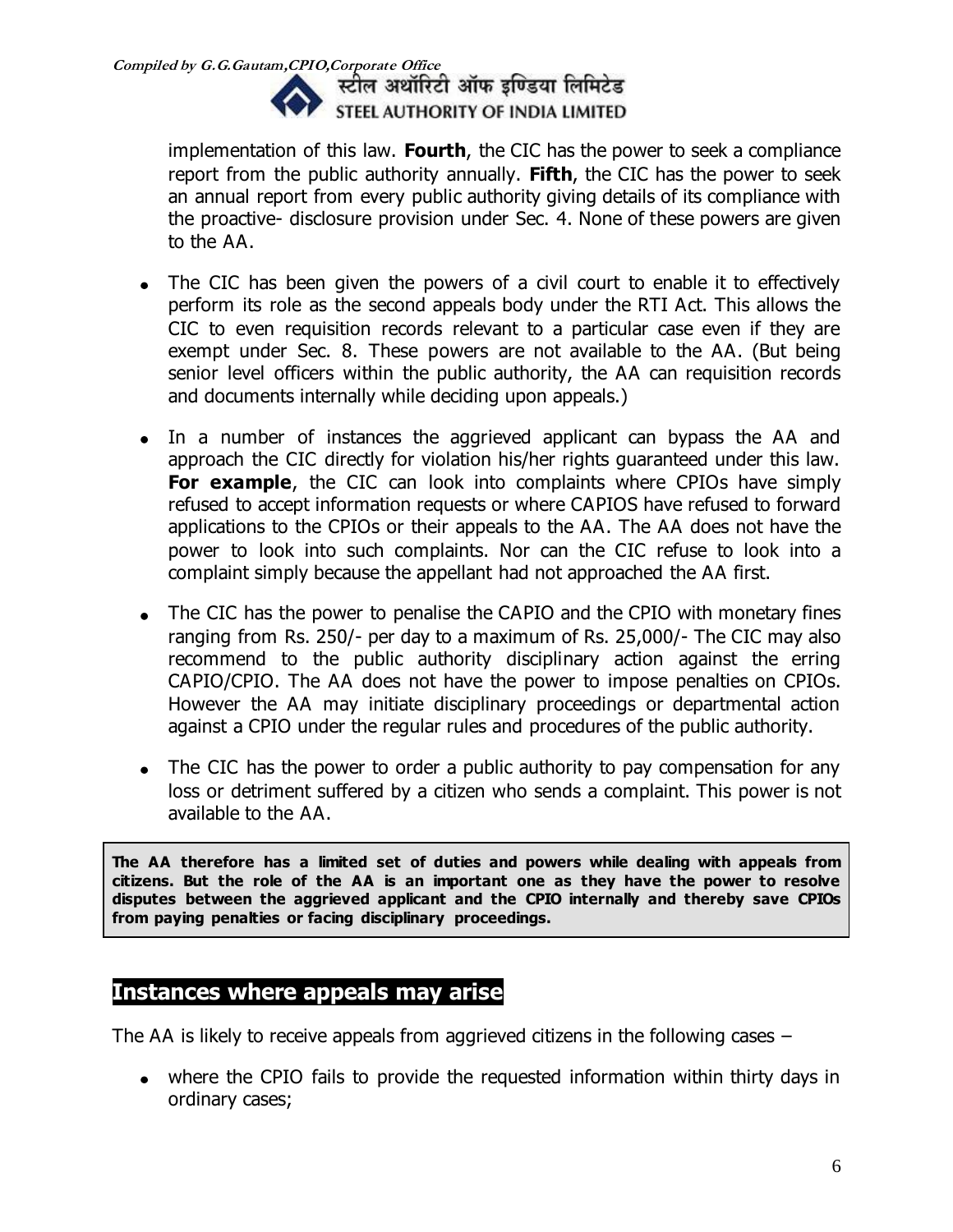implementation of this law. **Fourth**, the CIC has the power to seek a compliance report from the public authority annually. **Fifth**, the CIC has the power to seek an annual report from every public authority giving details of its compliance with the proactive- disclosure provision under Sec. 4. None of these powers are given to the AA.

- The CIC has been given the powers of a civil court to enable it to effectively perform its role as the second appeals body under the RTI Act. This allows the CIC to even requisition records relevant to a particular case even if they are exempt under Sec. 8. These powers are not available to the AA. (But being senior level officers within the public authority, the AA can requisition records and documents internally while deciding upon appeals.)
- In a number of instances the aggrieved applicant can bypass the AA and approach the CIC directly for violation his/her rights guaranteed under this law. **For example**, the CIC can look into complaints where CPIOs have simply refused to accept information requests or where CAPIOS have refused to forward applications to the CPIOs or their appeals to the AA. The AA does not have the power to look into such complaints. Nor can the CIC refuse to look into a complaint simply because the appellant had not approached the AA first.
- The CIC has the power to penalise the CAPIO and the CPIO with monetary fines ranging from Rs. 250/- per day to a maximum of Rs. 25,000/- The CIC may also recommend to the public authority disciplinary action against the erring CAPIO/CPIO. The AA does not have the power to impose penalties on CPIOs. However the AA may initiate disciplinary proceedings or departmental action against a CPIO under the regular rules and procedures of the public authority.
- The CIC has the power to order a public authority to pay compensation for any loss or detriment suffered by a citizen who sends a complaint. This power is not available to the AA.

**The AA therefore has a limited set of duties and powers while dealing with appeals from citizens. But the role of the AA is an important one as they have the power to resolve disputes between the aggrieved applicant and the CPIO internally and thereby save CPIOs from paying penalties or facing disciplinary proceedings.**

## Instances where appeals may arise

The AA is likely to receive appeals from aggrieved citizens in the following cases –

- where the CPIO fails to provide the requested information within thirty days in ordinary cases;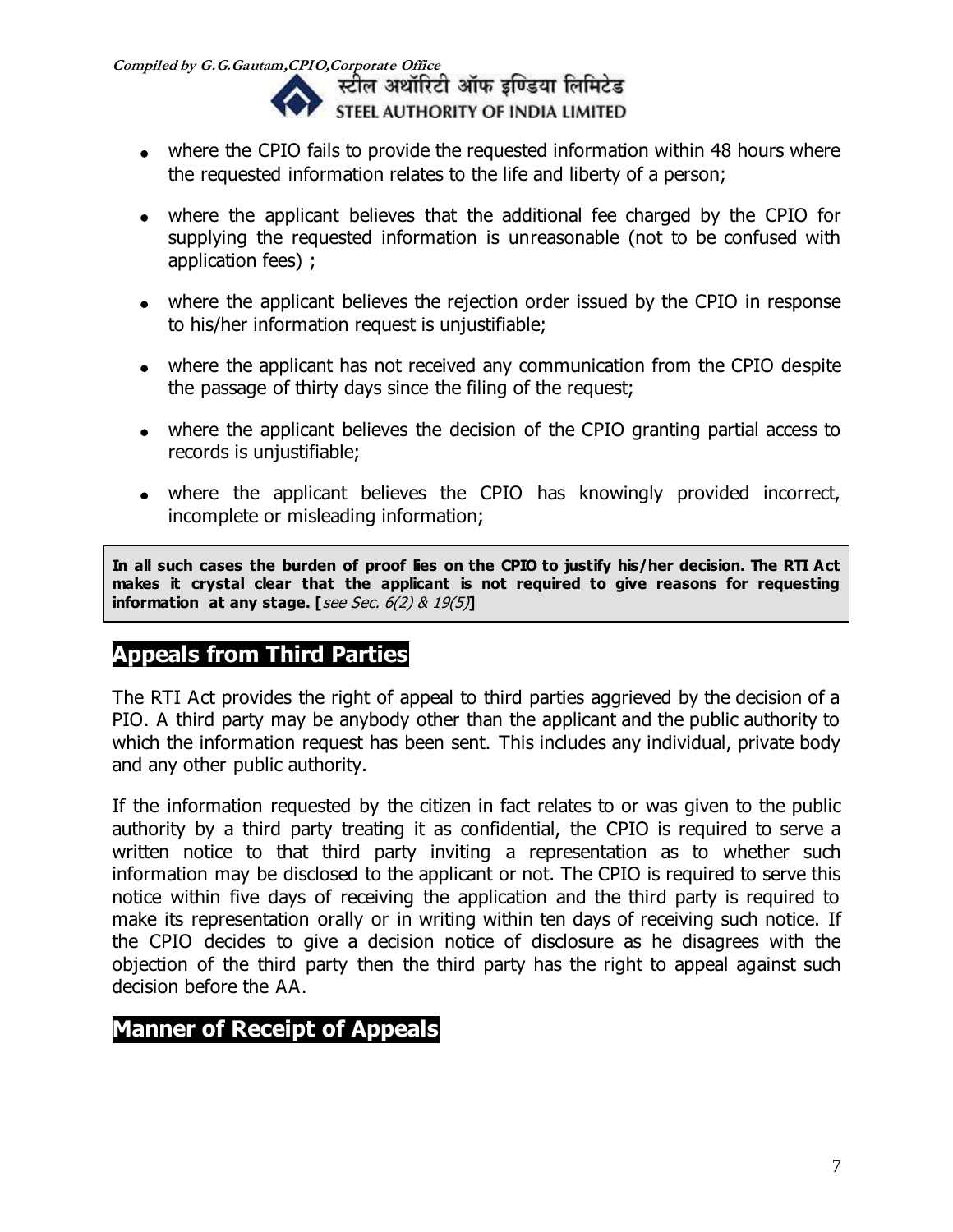- where the CPIO fails to provide the requested information within 48 hours where the requested information relates to the life and liberty of a person;
- where the applicant believes that the additional fee charged by the CPIO for supplying the requested information is unreasonable (not to be confused with application fees) ;
- where the applicant believes the rejection order issued by the CPIO in response to his/her information request is unjustifiable;
- where the applicant has not received any communication from the CPIO despite the passage of thirty days since the filing of the request;
- where the applicant believes the decision of the CPIO granting partial access to records is unjustifiable;
- where the applicant believes the CPIO has knowingly provided incorrect, incomplete or misleading information;

**In all such cases the burden of proof lies on the CPIO to justify his/her decision. The RTI Act makes it crystal clear that the applicant is not required to give reasons for requesting information at any stage. [***see Sec. 6(2) & 19(5)***]**

## Appeals from Third Parties

The RTI Act provides the right of appeal to third parties aggrieved by the decision of a PIO. A third party may be anybody other than the applicant and the public authority to which the information request has been sent. This includes any individual, private body and any other public authority.

If the information requested by the citizen in fact relates to or was given to the public authority by a third party treating it as confidential, the CPIO is required to serve a written notice to that third party inviting a representation as to whether such information may be disclosed to the applicant or not. The CPIO is required to serve this notice within five days of receiving the application and the third party is required to make its representation orally or in writing within ten days of receiving such notice. If the CPIO decides to give a decision notice of disclosure as he disagrees with the objection of the third party then the third party has the right to appeal against such decision before the AA.

## Manner of Receipt of Appeals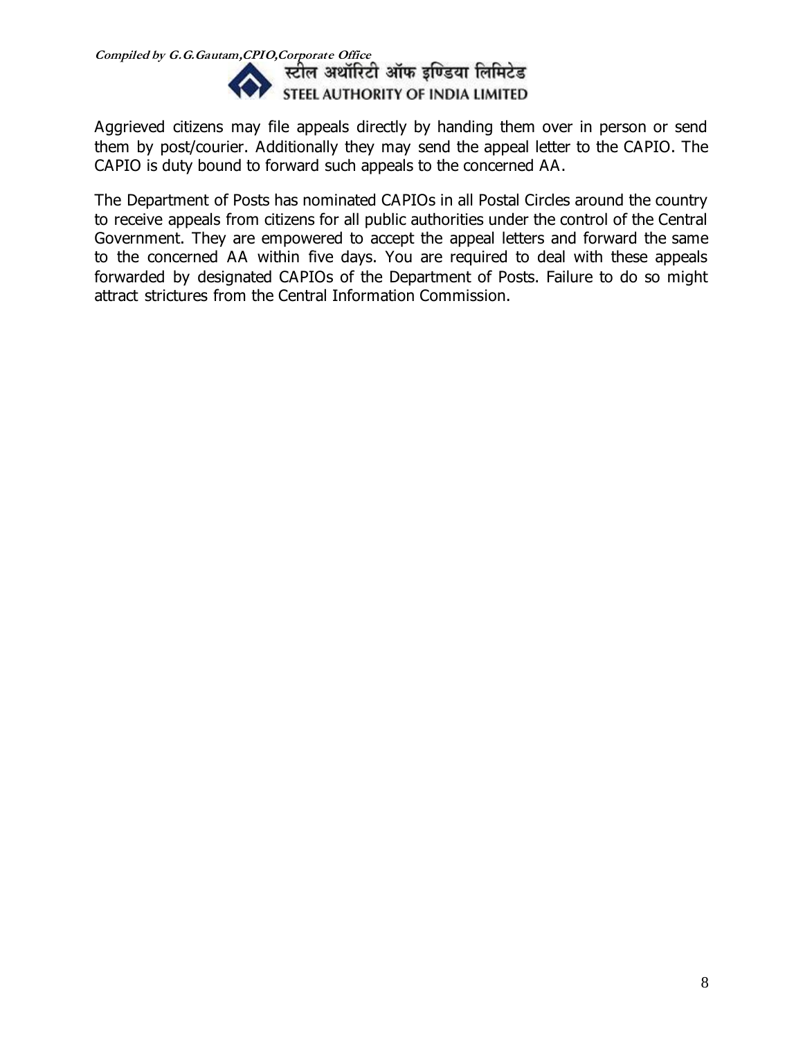Aggrieved citizens may file appeals directly by handing them over in person or send them by post/courier. Additionally they may send the appeal letter to the CAPIO. The CAPIO is duty bound to forward such appeals to the concerned AA.

The Department of Posts has nominated CAPIOs in all Postal Circles around the country to receive appeals from citizens for all public authorities under the control of the Central Government. They are empowered to accept the appeal letters and forward the same to the concerned AA within five days. You are required to deal with these appeals forwarded by designated CAPIOs of the Department of Posts. Failure to do so might attract strictures from the Central Information Commission.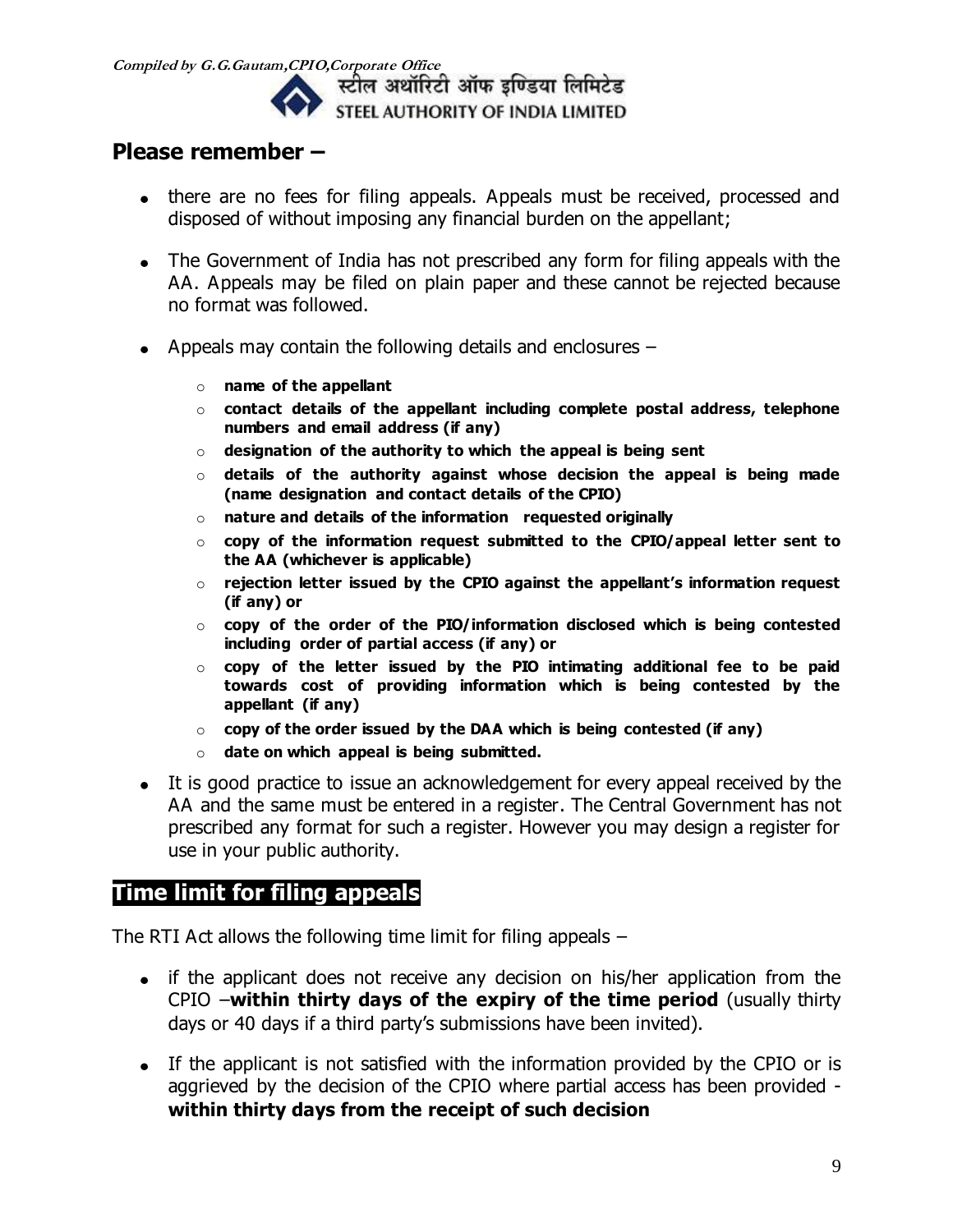## Please remember –

- there are no fees for filing appeals. Appeals must be received, processed and disposed of without imposing any financial burden on the appellant;
- The Government of India has not prescribed any form for filing appeals with the AA. Appeals may be filed on plain paper and these cannot be rejected because no format was followed.
- Appeals may contain the following details and enclosures –
  - **name of the appellant**
  - **contact details of the appellant including complete postal address, telephone numbers and email address (if any)**
  - **designation of the authority to which the appeal is being sent**
  - **details of the authority against whose decision the appeal is being made (name designation and contact details of the CPIO)**
  - **nature and details of the information requested originally**
  - **copy of the information request submitted to the CPIO/appeal letter sent to the AA (whichever is applicable)**
  - **rejection letter issued by the CPIO against the appellant's information request (if any) or**
  - **copy of the order of the PIO/information disclosed which is being contested including order of partial access (if any) or**
  - **copy of the letter issued by the PIO intimating additional fee to be paid towards cost of providing information which is being contested by the appellant (if any)**
  - **copy of the order issued by the DAA which is being contested (if any)**
  - **date on which appeal is being submitted.**
- It is good practice to issue an acknowledgement for every appeal received by the AA and the same must be entered in a register. The Central Government has not prescribed any format for such a register. However you may design a register for use in your public authority.

## Time limit for filing appeals

The RTI Act allows the following time limit for filing appeals –

- if the applicant does not receive any decision on his/her application from the CPIO –**within thirty days of the expiry of the time period** (usually thirty days or 40 days if a third party's submissions have been invited).
- If the applicant is not satisfied with the information provided by the CPIO or is aggrieved by the decision of the CPIO where partial access has been provided - **within thirty days from the receipt of such decision**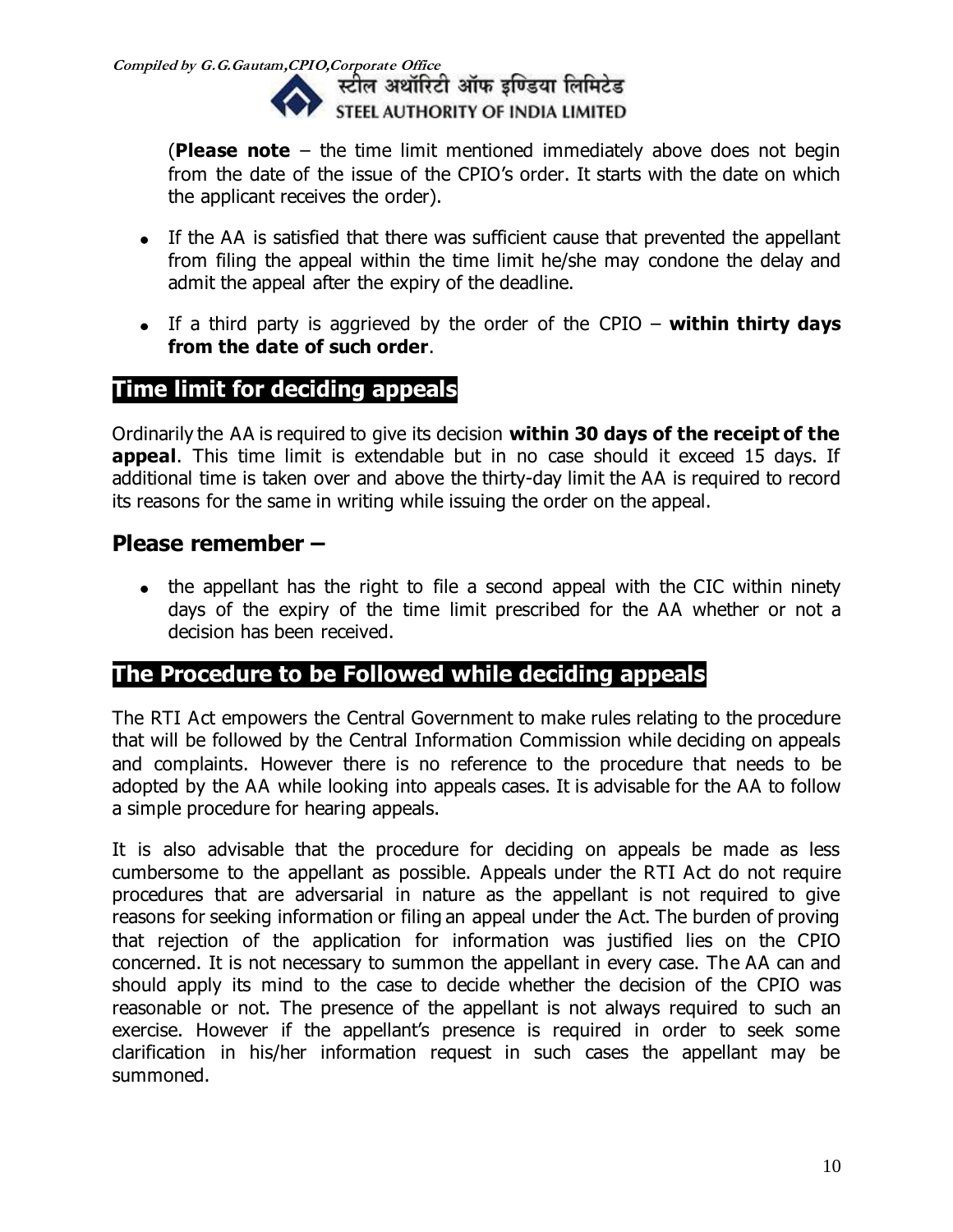(**Please note** – the time limit mentioned immediately above does not begin from the date of the issue of the CPIO's order. It starts with the date on which the applicant receives the order).

- If the AA is satisfied that there was sufficient cause that prevented the appellant from filing the appeal within the time limit he/she may condone the delay and admit the appeal after the expiry of the deadline.
- If a third party is aggrieved by the order of the CPIO – **within thirty days from the date of such order**.

## Time limit for deciding appeals

Ordinarily the AA is required to give its decision **within 30 days of the receipt of the appeal**. This time limit is extendable but in no case should it exceed 15 days. If additional time is taken over and above the thirty-day limit the AA is required to record its reasons for the same in writing while issuing the order on the appeal.

## Please remember –

- the appellant has the right to file a second appeal with the CIC within ninety days of the expiry of the time limit prescribed for the AA whether or not a decision has been received.

## The Procedure to be Followed while deciding appeals

The RTI Act empowers the Central Government to make rules relating to the procedure that will be followed by the Central Information Commission while deciding on appeals and complaints. However there is no reference to the procedure that needs to be adopted by the AA while looking into appeals cases. It is advisable for the AA to follow a simple procedure for hearing appeals.

It is also advisable that the procedure for deciding on appeals be made as less cumbersome to the appellant as possible. Appeals under the RTI Act do not require procedures that are adversarial in nature as the appellant is not required to give reasons for seeking information or filing an appeal under the Act. The burden of proving that rejection of the application for information was justified lies on the CPIO concerned. It is not necessary to summon the appellant in every case. The AA can and should apply its mind to the case to decide whether the decision of the CPIO was reasonable or not. The presence of the appellant is not always required to such an exercise. However if the appellant's presence is required in order to seek some clarification in his/her information request in such cases the appellant may be summoned.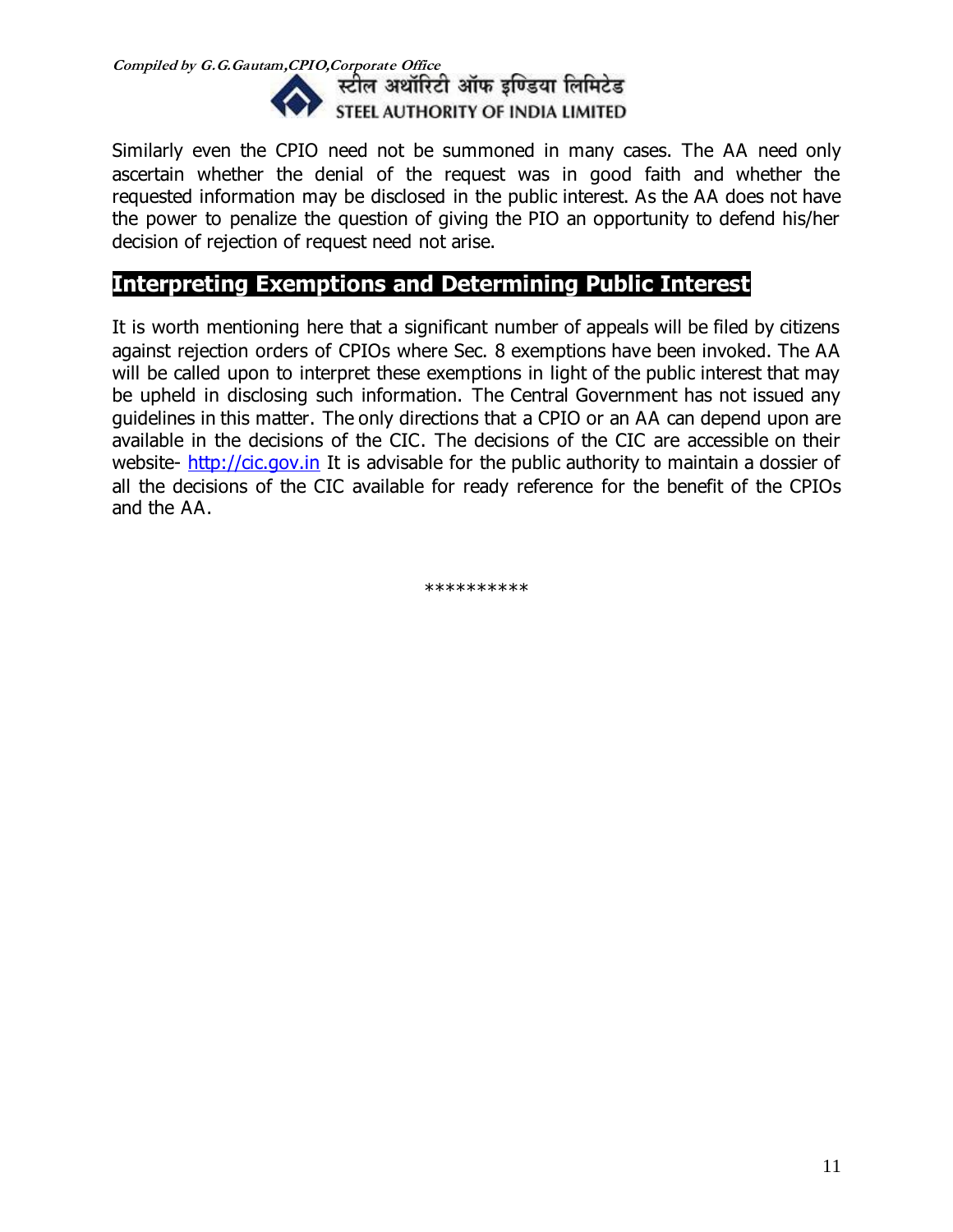Similarly even the CPIO need not be summoned in many cases. The AA need only ascertain whether the denial of the request was in good faith and whether the requested information may be disclosed in the public interest. As the AA does not have the power to penalize the question of giving the PIO an opportunity to defend his/her decision of rejection of request need not arise.

## Interpreting Exemptions and Determining Public Interest

It is worth mentioning here that a significant number of appeals will be filed by citizens against rejection orders of CPIOs where Sec. 8 exemptions have been invoked. The AA will be called upon to interpret these exemptions in light of the public interest that may be upheld in disclosing such information. The Central Government has not issued any guidelines in this matter. The only directions that a CPIO or an AA can depend upon are available in the decisions of the CIC. The decisions of the CIC are accessible on their website- http://cic.gov.in It is advisable for the public authority to maintain a dossier of all the decisions of the CIC available for ready reference for the benefit of the CPIOs and the AA.

**********